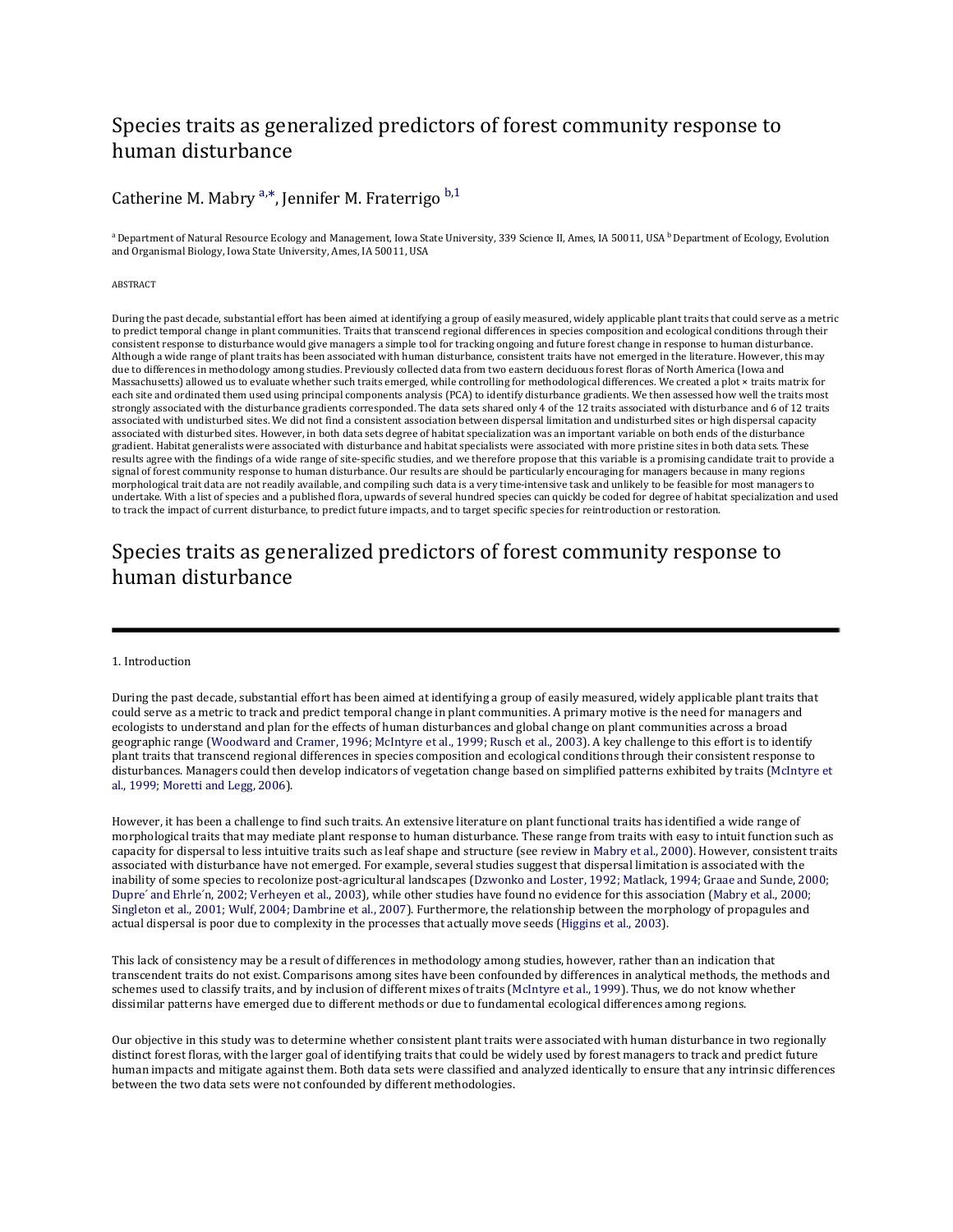# Species traits as generalized predictors of forest community response to human disturbance

Catherine M. Mabry [a,*], Jennifer M. Fraterrigo [b,1]

[a] Department of Natural Resource Ecology and Management, Iowa State University, 339 Science II, Ames, IA 50011, USA [b] Department of Ecology, Evolution and Organismal Biology, Iowa State University, Ames, IA 50011, USA

ABSTRACT

During the past decade, substantial effort has been aimed at identifying a group of easily measured, widely applicable plant traits that could serve as a metric to predict temporal change in plant communities. Traits that transcend regional differences in species composition and ecological conditions through their consistent response to disturbance would give managers a simple tool for tracking ongoing and future forest change in response to human disturbance. Although a wide range of plant traits has been associated with human disturbance, consistent traits have not emerged in the literature. However, this may due to differences in methodology among studies. Previously collected data from two eastern deciduous forest floras of North America (Iowa and Massachusetts) allowed us to evaluate whether such traits emerged, while controlling for methodological differences. We created a plot × traits matrix for each site and ordinated them used using principal components analysis (PCA) to identify disturbance gradients. We then assessed how well the traits most strongly associated with the disturbance gradients corresponded. The data sets shared only 4 of the 12 traits associated with disturbance and 6 of 12 traits associated with undisturbed sites. We did not find a consistent association between dispersal limitation and undisturbed sites or high dispersal capacity associated with disturbed sites. However, in both data sets degree of habitat specialization was an important variable on both ends of the disturbance gradient. Habitat generalists were associated with disturbance and habitat specialists were associated with more pristine sites in both data sets. These results agree with the findings of a wide range of site-specific studies, and we therefore propose that this variable is a promising candidate trait to provide a signal of forest community response to human disturbance. Our results are should be particularly encouraging for managers because in many regions morphological trait data are not readily available, and compiling such data is a very time-intensive task and unlikely to be feasible for most managers to undertake. With a list of species and a published flora, upwards of several hundred species can quickly be coded for degree of habitat specialization and used to track the impact of current disturbance, to predict future impacts, and to target specific species for reintroduction or restoration.

# Species traits as generalized predictors of forest community response to human disturbance

## 1. Introduction

During the past decade, substantial effort has been aimed at identifying a group of easily measured, widely applicable plant traits that could serve as a metric to track and predict temporal change in plant communities. A primary motive is the need for managers and ecologists to understand and plan for the effects of human disturbances and global change on plant communities across a broad geographic range (Woodward and Cramer, 1996; McIntyre et al., 1999; Rusch et al., 2003). A key challenge to this effort is to identify plant traits that transcend regional differences in species composition and ecological conditions through their consistent response to disturbances. Managers could then develop indicators of vegetation change based on simplified patterns exhibited by traits (McIntyre et al., 1999; Moretti and Legg, 2006).

However, it has been a challenge to find such traits. An extensive literature on plant functional traits has identified a wide range of morphological traits that may mediate plant response to human disturbance. These range from traits with easy to intuit function such as capacity for dispersal to less intuitive traits such as leaf shape and structure (see review in Mabry et al., 2000). However, consistent traits associated with disturbance have not emerged. For example, several studies suggest that dispersal limitation is associated with the inability of some species to recolonize post-agricultural landscapes (Dzwonko and Loster, 1992; Matlack, 1994; Graae and Sunde, 2000; Dupré and Ehrlén, 2002; Verheyen et al., 2003), while other studies have found no evidence for this association (Mabry et al., 2000; Singleton et al., 2001; Wulf, 2004; Dambrine et al., 2007). Furthermore, the relationship between the morphology of propagules and actual dispersal is poor due to complexity in the processes that actually move seeds (Higgins et al., 2003).

This lack of consistency may be a result of differences in methodology among studies, however, rather than an indication that transcendent traits do not exist. Comparisons among sites have been confounded by differences in analytical methods, the methods and schemes used to classify traits, and by inclusion of different mixes of traits (McIntyre et al., 1999). Thus, we do not know whether dissimilar patterns have emerged due to different methods or due to fundamental ecological differences among regions.

Our objective in this study was to determine whether consistent plant traits were associated with human disturbance in two regionally distinct forest floras, with the larger goal of identifying traits that could be widely used by forest managers to track and predict future human impacts and mitigate against them. Both data sets were classified and analyzed identically to ensure that any intrinsic differences between the two data sets were not confounded by different methodologies.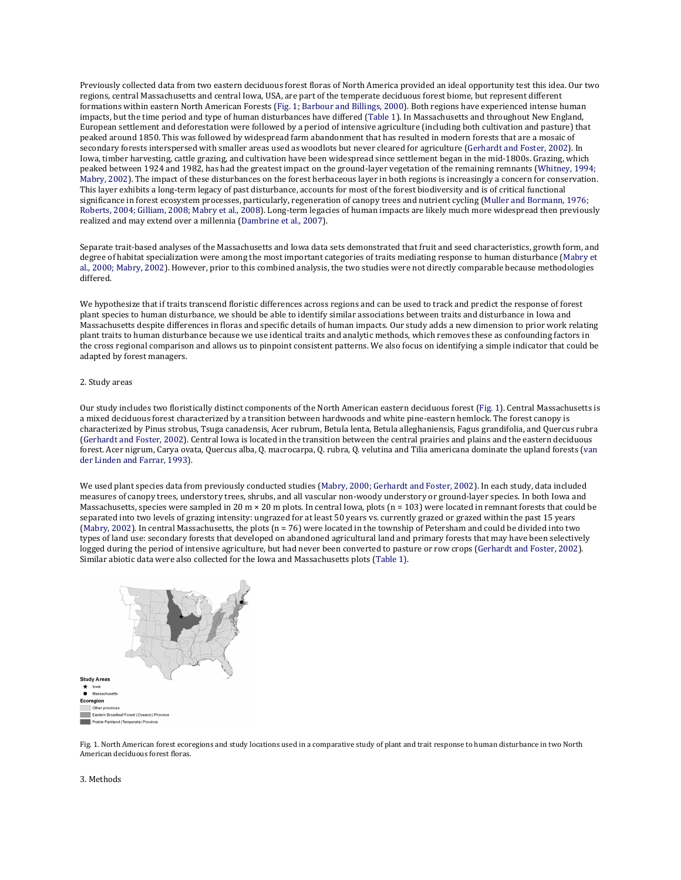Previously collected data from two eastern deciduous forest floras of North America provided an ideal opportunity test this idea. Our two regions, central Massachusetts and central Iowa, USA, are part of the temperate deciduous forest biome, but represent different formations within eastern North American Forests (Fig. 1; Barbour and Billings, 2000). Both regions have experienced intense human impacts, but the time period and type of human disturbances have differed (Table 1). In Massachusetts and throughout New England, European settlement and deforestation were followed by a period of intensive agriculture (including both cultivation and pasture) that peaked around 1850. This was followed by widespread farm abandonment that has resulted in modern forests that are a mosaic of secondary forests interspersed with smaller areas used as woodlots but never cleared for agriculture (Gerhardt and Foster, 2002). In Iowa, timber harvesting, cattle grazing, and cultivation have been widespread since settlement began in the mid-1800s. Grazing, which peaked between 1924 and 1982, has had the greatest impact on the ground-layer vegetation of the remaining remnants (Whitney, 1994; Mabry, 2002). The impact of these disturbances on the forest herbaceous layer in both regions is increasingly a concern for conservation. This layer exhibits a long-term legacy of past disturbance, accounts for most of the forest biodiversity and is of critical functional significance in forest ecosystem processes, particularly, regeneration of canopy trees and nutrient cycling (Muller and Bormann, 1976; Roberts, 2004; Gilliam, 2008; Mabry et al., 2008). Long-term legacies of human impacts are likely much more widespread then previously realized and may extend over a millennia (Dambrine et al., 2007).

Separate trait-based analyses of the Massachusetts and Iowa data sets demonstrated that fruit and seed characteristics, growth form, and degree of habitat specialization were among the most important categories of traits mediating response to human disturbance (Mabry et al., 2000; Mabry, 2002). However, prior to this combined analysis, the two studies were not directly comparable because methodologies differed.

We hypothesize that if traits transcend floristic differences across regions and can be used to track and predict the response of forest plant species to human disturbance, we should be able to identify similar associations between traits and disturbance in Iowa and Massachusetts despite differences in floras and specific details of human impacts. Our study adds a new dimension to prior work relating plant traits to human disturbance because we use identical traits and analytic methods, which removes these as confounding factors in the cross regional comparison and allows us to pinpoint consistent patterns. We also focus on identifying a simple indicator that could be adapted by forest managers.

## 2. Study areas

Our study includes two floristically distinct components of the North American eastern deciduous forest (Fig. 1). Central Massachusetts is a mixed deciduous forest characterized by a transition between hardwoods and white pine-eastern hemlock. The forest canopy is characterized by *Pinus strobus*, *Tsuga canadensis*, *Acer rubrum*, *Betula lenta*, *Betula alleghaniensis*, *Fagus grandifolia*, and *Quercus rubra* (Gerhardt and Foster, 2002). Central Iowa is located in the transition between the central prairies and plains and the eastern deciduous forest. *Acer nigrum*, *Carya ovata*, *Quercus alba*, *Q. macrocarpa*, *Q. rubra*, *Q. velutina* and *Tilia americana* dominate the upland forests (van der Linden and Farrar, 1993).

We used plant species data from previously conducted studies (Mabry, 2000; Gerhardt and Foster, 2002). In each study, data included measures of canopy trees, understory trees, shrubs, and all vascular non-woody understory or ground-layer species. In both Iowa and Massachusetts, species were sampled in 20 m × 20 m plots. In central Iowa, plots (n = 103) were located in remnant forests that could be separated into two levels of grazing intensity: ungrazed for at least 50 years vs. currently grazed or grazed within the past 15 years (Mabry, 2002). In central Massachusetts, the plots (n = 76) were located in the township of Petersham and could be divided into two types of land use: secondary forests that developed on abandoned agricultural land and primary forests that may have been selectively logged during the period of intensive agriculture, but had never been converted to pasture or row crops (Gerhardt and Foster, 2002). Similar abiotic data were also collected for the Iowa and Massachusetts plots (Table 1).

Study Areas
★ Iowa
● Massachusetts
Ecoregion
Other provinces
Eastern Broadleaf Forest (Oceanic) Province
Prairie Parkland (Temperate) Province

Fig. 1. North American forest ecoregions and study locations used in a comparative study of plant and trait response to human disturbance in two North American deciduous forest floras.

## 3. Methods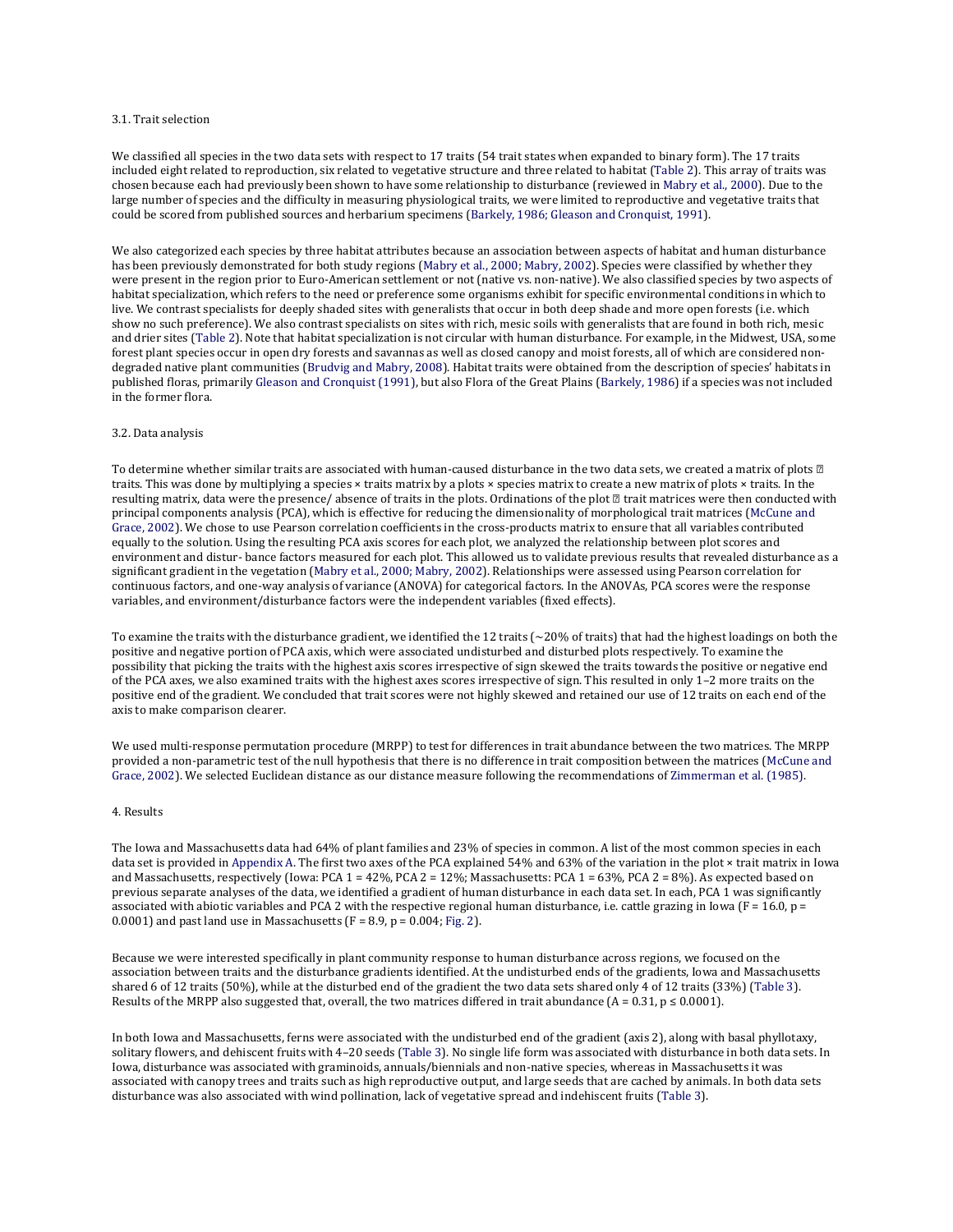### 3.1. Trait selection

We classified all species in the two data sets with respect to 17 traits (54 trait states when expanded to binary form). The 17 traits included eight related to reproduction, six related to vegetative structure and three related to habitat (Table 2). This array of traits was chosen because each had previously been shown to have some relationship to disturbance (reviewed in Mabry et al., 2000). Due to the large number of species and the difficulty in measuring physiological traits, we were limited to reproductive and vegetative traits that could be scored from published sources and herbarium specimens (Barkely, 1986; Gleason and Cronquist, 1991).

We also categorized each species by three habitat attributes because an association between aspects of habitat and human disturbance has been previously demonstrated for both study regions (Mabry et al., 2000; Mabry, 2002). Species were classified by whether they were present in the region prior to Euro-American settlement or not (native vs. non-native). We also classified species by two aspects of habitat specialization, which refers to the need or preference some organisms exhibit for specific environmental conditions in which to live. We contrast specialists for deeply shaded sites with generalists that occur in both deep shade and more open forests (i.e. which show no such preference). We also contrast specialists on sites with rich, mesic soils with generalists that are found in both rich, mesic and drier sites (Table 2). Note that habitat specialization is not circular with human disturbance. For example, in the Midwest, USA, some forest plant species occur in open dry forests and savannas as well as closed canopy and moist forests, all of which are considered non-degraded native plant communities (Brudvig and Mabry, 2008). Habitat traits were obtained from the description of species' habitats in published floras, primarily Gleason and Cronquist (1991), but also Flora of the Great Plains (Barkely, 1986) if a species was not included in the former flora.

### 3.2. Data analysis

To determine whether similar traits are associated with human-caused disturbance in the two data sets, we created a matrix of plots × traits. This was done by multiplying a species × traits matrix by a plots × species matrix to create a new matrix of plots × traits. In the resulting matrix, data were the presence/ absence of traits in the plots. Ordinations of the plot × trait matrices were then conducted with principal components analysis (PCA), which is effective for reducing the dimensionality of morphological trait matrices (McCune and Grace, 2002). We chose to use Pearson correlation coefficients in the cross-products matrix to ensure that all variables contributed equally to the solution. Using the resulting PCA axis scores for each plot, we analyzed the relationship between plot scores and environment and distur- bance factors measured for each plot. This allowed us to validate previous results that revealed disturbance as a significant gradient in the vegetation (Mabry et al., 2000; Mabry, 2002). Relationships were assessed using Pearson correlation for continuous factors, and one-way analysis of variance (ANOVA) for categorical factors. In the ANOVAs, PCA scores were the response variables, and environment/disturbance factors were the independent variables (fixed effects).

To examine the traits with the disturbance gradient, we identified the 12 traits (~20% of traits) that had the highest loadings on both the positive and negative portion of PCA axis, which were associated undisturbed and disturbed plots respectively. To examine the possibility that picking the traits with the highest axis scores irrespective of sign skewed the traits towards the positive or negative end of the PCA axes, we also examined traits with the highest axes scores irrespective of sign. This resulted in only 1–2 more traits on the positive end of the gradient. We concluded that trait scores were not highly skewed and retained our use of 12 traits on each end of the axis to make comparison clearer.

We used multi-response permutation procedure (MRPP) to test for differences in trait abundance between the two matrices. The MRPP provided a non-parametric test of the null hypothesis that there is no difference in trait composition between the matrices (McCune and Grace, 2002). We selected Euclidean distance as our distance measure following the recommendations of Zimmerman et al. (1985).

## 4. Results

The Iowa and Massachusetts data had 64% of plant families and 23% of species in common. A list of the most common species in each data set is provided in Appendix A. The first two axes of the PCA explained 54% and 63% of the variation in the plot × trait matrix in Iowa and Massachusetts, respectively (Iowa: PCA 1 = 42%, PCA 2 = 12%; Massachusetts: PCA 1 = 63%, PCA 2 = 8%). As expected based on previous separate analyses of the data, we identified a gradient of human disturbance in each data set. In each, PCA 1 was significantly associated with abiotic variables and PCA 2 with the respective regional human disturbance, i.e. cattle grazing in Iowa ($F = 16.0$, $p = 0.0001$) and past land use in Massachusetts ($F = 8.9$, $p = 0.004$; Fig. 2).

Because we were interested specifically in plant community response to human disturbance across regions, we focused on the association between traits and the disturbance gradients identified. At the undisturbed ends of the gradients, Iowa and Massachusetts shared 6 of 12 traits (50%), while at the disturbed end of the gradient the two data sets shared only 4 of 12 traits (33%) (Table 3). Results of the MRPP also suggested that, overall, the two matrices differed in trait abundance ($A = 0.31$, $p \leq 0.0001$).

In both Iowa and Massachusetts, ferns were associated with the undisturbed end of the gradient (axis 2), along with basal phyllotaxy, solitary flowers, and dehiscent fruits with 4–20 seeds (Table 3). No single life form was associated with disturbance in both data sets. In Iowa, disturbance was associated with graminoids, annuals/biennials and non-native species, whereas in Massachusetts it was associated with canopy trees and traits such as high reproductive output, and large seeds that are cached by animals. In both data sets disturbance was also associated with wind pollination, lack of vegetative spread and indehiscent fruits (Table 3).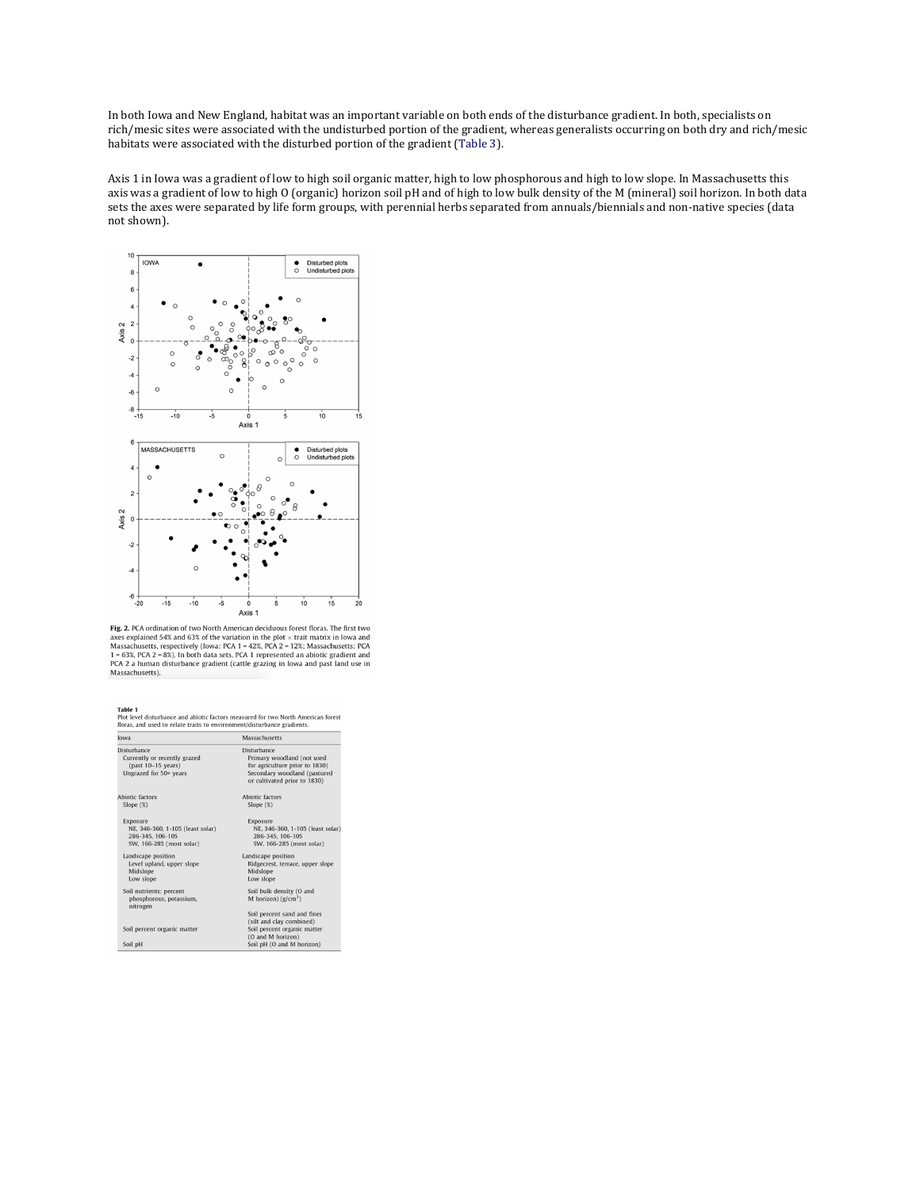In both Iowa and New England, habitat was an important variable on both ends of the disturbance gradient. In both, specialists on rich/mesic sites were associated with the undisturbed portion of the gradient, whereas generalists occurring on both dry and rich/mesic habitats were associated with the disturbed portion of the gradient (Table 3).

Axis 1 in Iowa was a gradient of low to high soil organic matter, high to low phosphorous and high to low slope. In Massachusetts this axis was a gradient of low to high O (organic) horizon soil pH and of high to low bulk density of the M (mineral) soil horizon. In both data sets the axes were separated by life form groups, with perennial herbs separated from annuals/biennials and non-native species (data not shown).

**Fig. 2.** PCA ordination of two North American deciduous forest floras. The first two axes explained 54% and 63% of the variation in the plot × trait matrix in Iowa and Massachusetts, respectively (Iowa: PCA 1 = 42%, PCA 2 = 12%; Massachusetts: PCA 1 = 63%, PCA 2 = 8%). In both data sets, PCA 1 represented an abiotic gradient and PCA 2 a human disturbance gradient (cattle grazing in Iowa and past land use in Massachusetts).

**Table 1**
Plot level disturbance and abiotic factors measured for two North American forest floras, and used to relate traits to environment/disturbance gradients.

| Iowa | Massachusetts |
|---|---|
| Disturbance | Disturbance |
| Currently or recently grazed (past 10–15 years) | Primary woodland (not used for agriculture prior to 1830) |
| Ungrazed for 50+ years | Secondary woodland (pastured or cultivated prior to 1830) |
| Abiotic factors | Abiotic factors |
| Slope (%) | Slope (%) |
| Exposure | Exposure |
| NE, 346-360, 1-105 (least solar) | NE, 346-360, 1-105 (least solar) |
| 286-345, 106-105 | 286-345, 106-105 |
| SW, 166-285 (most solar) | SW, 166-285 (most solar) |
| Landscape position | Landscape position |
| Level upland, upper slope | Ridgecrest, terrace, upper slope |
| Midslope | Midslope |
| Low slope | Low slope |
| Soil nutrients: percent phosphorous, potassium, nitrogen | Soil bulk density (O and M horizon) ($g/cm^3$) |
| | Soil percent sand and fines (silt and clay combined) |
| Soil percent organic matter | Soil percent organic matter (O and M horizon) |
| Soil pH | Soil pH (O and M horizon) |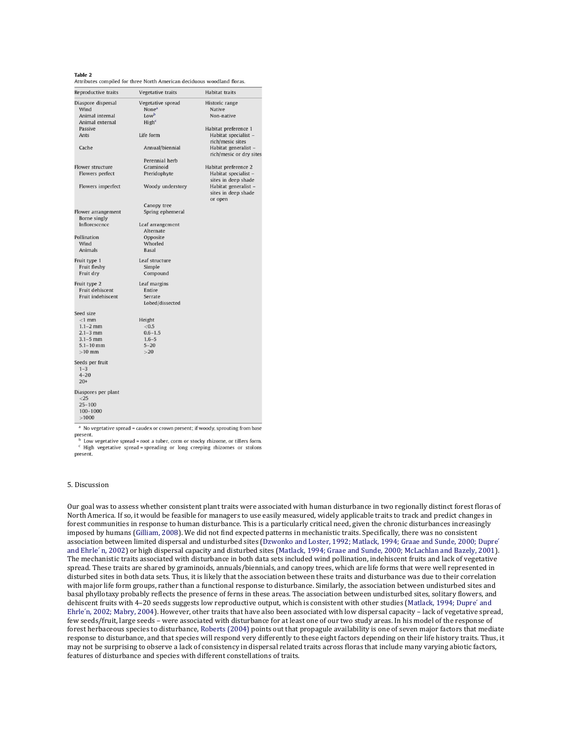**Table 2**
Attributes compiled for three North American deciduous woodland floras.

| Reproductive traits | Vegetative traits | Habitat traits |
| --- | --- | --- |
| Diaspore dispersal | Vegetative spread | Historic range |
| Wind | None[a] | Native |
| Animal internal | Low[b] | Non-native |
| Animal external | High[c] | |
| Passive | | Habitat preference 1 |
| Ants | Life form | Habitat specialist – rich/mesic sites |
| Cache | Annual/biennial | Habitat generalist – rich/mesic or dry sites |
| | Perennial herb | |
| Flower structure | Graminoid | Habitat preference 2 |
| Flowers perfect | Pteridophyte | Habitat specialist – sites in deep shade |
| Flowers imperfect | Woody understory | Habitat generalist – sites in deep shade or open |
| | Canopy tree | |
| Flower arrangement | Spring ephemeral | |
| Borne singly | | |
| Inflorescence | Leaf arrangement | |
| | Alternate | |
| Pollination | Opposite | |
| Wind | Whorled | |
| Animals | Basal | |
| | | |
| Fruit type 1 | Leaf structure | |
| Fruit fleshy | Simple | |
| Fruit dry | Compound | |
| | | |
| Fruit type 2 | Leaf margins | |
| Fruit dehiscent | Entire | |
| Fruit indehiscent | Serrate | |
| | Lobed/dissected | |
| | | |
| Seed size | | |
| <1 mm | Height | |
| 1.1–2 mm | <0.5 | |
| 2.1–3 mm | 0.6–1.5 | |
| 3.1–5 mm | 1.6–5 | |
| 5.1–10 mm | 5–20 | |
| >10 mm | >20 | |
| | | |
| Seeds per fruit | | |
| 1–3 | | |
| 4–20 | | |
| 20+ | | |
| | | |
| Diaspores per plant | | |
| <25 | | |
| 25–100 | | |
| 100–1000 | | |
| >1000 | | |

[a] No vegetative spread = caudex or crown present; if woody, sprouting from base present.
[b] Low vegetative spread = root a tuber, corm or stocky rhizome, or tillers form.
[c] High vegetative spread = spreading or long creeping rhizomes or stolons present.

## 5. Discussion

Our goal was to assess whether consistent plant traits were associated with human disturbance in two regionally distinct forest floras of North America. If so, it would be feasible for managers to use easily measured, widely applicable traits to track and predict changes in forest communities in response to human disturbance. This is a particularly critical need, given the chronic disturbances increasingly imposed by humans (Gilliam, 2008). We did not find expected patterns in mechanistic traits. Specifically, there was no consistent association between limited dispersal and undisturbed sites (Dzwonko and Loster, 1992; Matlack, 1994; Graae and Sunde, 2000; Dupré and Ehrlén, 2002) or high dispersal capacity and disturbed sites (Matlack, 1994; Graae and Sunde, 2000; McLachlan and Bazely, 2001). The mechanistic traits associated with disturbance in both data sets included wind pollination, indehiscent fruits and lack of vegetative spread. These traits are shared by graminoids, annuals/biennials, and canopy trees, which are life forms that were well represented in disturbed sites in both data sets. Thus, it is likely that the association between these traits and disturbance was due to their correlation with major life form groups, rather than a functional response to disturbance. Similarly, the association between undisturbed sites and basal phyllotaxy probably reflects the presence of ferns in these areas. The association between undisturbed sites, solitary flowers, and dehiscent fruits with 4–20 seeds suggests low reproductive output, which is consistent with other studies (Matlack, 1994; Dupré and Ehrlén, 2002; Mabry, 2004). However, other traits that have also been associated with low dispersal capacity – lack of vegetative spread, few seeds/fruit, large seeds – were associated with disturbance for at least one of our two study areas. In his model of the response of forest herbaceous species to disturbance, Roberts (2004) points out that propagule availability is one of seven major factors that mediate response to disturbance, and that species will respond very differently to these eight factors depending on their life history traits. Thus, it may not be surprising to observe a lack of consistency in dispersal related traits across floras that include many varying abiotic factors, features of disturbance and species with different constellations of traits.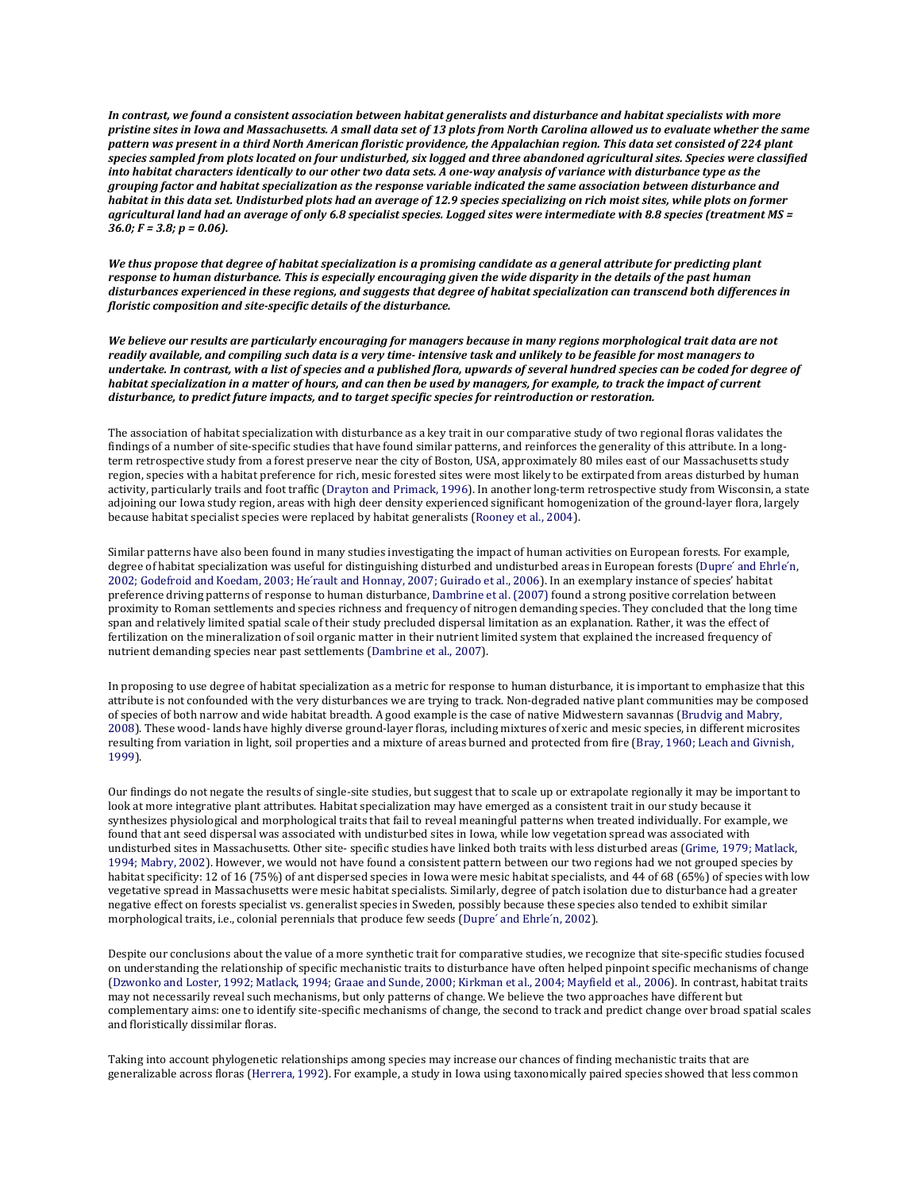***In contrast, we found a consistent association between habitat generalists and disturbance and habitat specialists with more pristine sites in Iowa and Massachusetts. A small data set of 13 plots from North Carolina allowed us to evaluate whether the same pattern was present in a third North American floristic providence, the Appalachian region. This data set consisted of 224 plant species sampled from plots located on four undisturbed, six logged and three abandoned agricultural sites. Species were classified into habitat characters identically to our other two data sets. A one-way analysis of variance with disturbance type as the grouping factor and habitat specialization as the response variable indicated the same association between disturbance and habitat in this data set. Undisturbed plots had an average of 12.9 species specializing on rich moist sites, while plots on former agricultural land had an average of only 6.8 specialist species. Logged sites were intermediate with 8.8 species (treatment MS = 36.0; F = 3.8; p = 0.06).***

***We thus propose that degree of habitat specialization is a promising candidate as a general attribute for predicting plant response to human disturbance. This is especially encouraging given the wide disparity in the details of the past human disturbances experienced in these regions, and suggests that degree of habitat specialization can transcend both differences in floristic composition and site-specific details of the disturbance.***

***We believe our results are particularly encouraging for managers because in many regions morphological trait data are not readily available, and compiling such data is a very time- intensive task and unlikely to be feasible for most managers to undertake. In contrast, with a list of species and a published flora, upwards of several hundred species can be coded for degree of habitat specialization in a matter of hours, and can then be used by managers, for example, to track the impact of current disturbance, to predict future impacts, and to target specific species for reintroduction or restoration.***

The association of habitat specialization with disturbance as a key trait in our comparative study of two regional floras validates the findings of a number of site-specific studies that have found similar patterns, and reinforces the generality of this attribute. In a long-term retrospective study from a forest preserve near the city of Boston, USA, approximately 80 miles east of our Massachusetts study region, species with a habitat preference for rich, mesic forested sites were most likely to be extirpated from areas disturbed by human activity, particularly trails and foot traffic (Drayton and Primack, 1996). In another long-term retrospective study from Wisconsin, a state adjoining our Iowa study region, areas with high deer density experienced significant homogenization of the ground-layer flora, largely because habitat specialist species were replaced by habitat generalists (Rooney et al., 2004).

Similar patterns have also been found in many studies investigating the impact of human activities on European forests. For example, degree of habitat specialization was useful for distinguishing disturbed and undisturbed areas in European forests (Dupre´ and Ehrle´n, 2002; Godefroid and Koedam, 2003; He´rault and Honnay, 2007; Guirado et al., 2006). In an exemplary instance of species' habitat preference driving patterns of response to human disturbance, Dambrine et al. (2007) found a strong positive correlation between proximity to Roman settlements and species richness and frequency of nitrogen demanding species. They concluded that the long time span and relatively limited spatial scale of their study precluded dispersal limitation as an explanation. Rather, it was the effect of fertilization on the mineralization of soil organic matter in their nutrient limited system that explained the increased frequency of nutrient demanding species near past settlements (Dambrine et al., 2007).

In proposing to use degree of habitat specialization as a metric for response to human disturbance, it is important to emphasize that this attribute is not confounded with the very disturbances we are trying to track. Non-degraded native plant communities may be composed of species of both narrow and wide habitat breadth. A good example is the case of native Midwestern savannas (Brudvig and Mabry, 2008). These wood- lands have highly diverse ground-layer floras, including mixtures of xeric and mesic species, in different microsites resulting from variation in light, soil properties and a mixture of areas burned and protected from fire (Bray, 1960; Leach and Givnish, 1999).

Our findings do not negate the results of single-site studies, but suggest that to scale up or extrapolate regionally it may be important to look at more integrative plant attributes. Habitat specialization may have emerged as a consistent trait in our study because it synthesizes physiological and morphological traits that fail to reveal meaningful patterns when treated individually. For example, we found that ant seed dispersal was associated with undisturbed sites in Iowa, while low vegetation spread was associated with undisturbed sites in Massachusetts. Other site- specific studies have linked both traits with less disturbed areas (Grime, 1979; Matlack, 1994; Mabry, 2002). However, we would not have found a consistent pattern between our two regions had we not grouped species by habitat specificity: 12 of 16 (75%) of ant dispersed species in Iowa were mesic habitat specialists, and 44 of 68 (65%) of species with low vegetative spread in Massachusetts were mesic habitat specialists. Similarly, degree of patch isolation due to disturbance had a greater negative effect on forests specialist vs. generalist species in Sweden, possibly because these species also tended to exhibit similar morphological traits, i.e., colonial perennials that produce few seeds (Dupre´ and Ehrle´n, 2002).

Despite our conclusions about the value of a more synthetic trait for comparative studies, we recognize that site-specific studies focused on understanding the relationship of specific mechanistic traits to disturbance have often helped pinpoint specific mechanisms of change (Dzwonko and Loster, 1992; Matlack, 1994; Graae and Sunde, 2000; Kirkman et al., 2004; Mayfield et al., 2006). In contrast, habitat traits may not necessarily reveal such mechanisms, but only patterns of change. We believe the two approaches have different but complementary aims: one to identify site-specific mechanisms of change, the second to track and predict change over broad spatial scales and floristically dissimilar floras.

Taking into account phylogenetic relationships among species may increase our chances of finding mechanistic traits that are generalizable across floras (Herrera, 1992). For example, a study in Iowa using taxonomically paired species showed that less common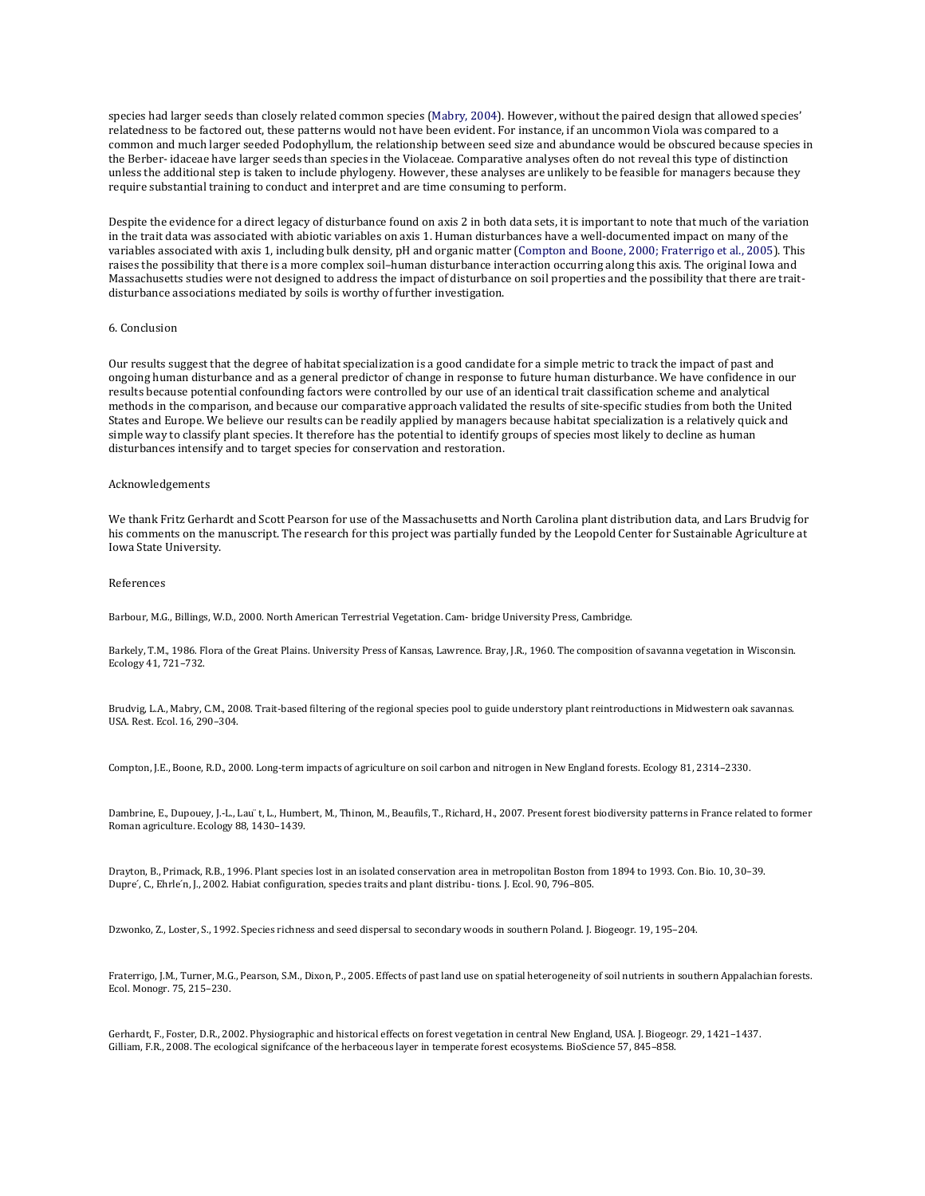species had larger seeds than closely related common species (Mabry, 2004). However, without the paired design that allowed species' relatedness to be factored out, these patterns would not have been evident. For instance, if an uncommon Viola was compared to a common and much larger seeded Podophyllum, the relationship between seed size and abundance would be obscured because species in the Berber- idaceae have larger seeds than species in the Violaceae. Comparative analyses often do not reveal this type of distinction unless the additional step is taken to include phylogeny. However, these analyses are unlikely to be feasible for managers because they require substantial training to conduct and interpret and are time consuming to perform.

Despite the evidence for a direct legacy of disturbance found on axis 2 in both data sets, it is important to note that much of the variation in the trait data was associated with abiotic variables on axis 1. Human disturbances have a well-documented impact on many of the variables associated with axis 1, including bulk density, pH and organic matter (Compton and Boone, 2000; Fraterrigo et al., 2005). This raises the possibility that there is a more complex soil–human disturbance interaction occurring along this axis. The original Iowa and Massachusetts studies were not designed to address the impact of disturbance on soil properties and the possibility that there are trait-disturbance associations mediated by soils is worthy of further investigation.

## 6. Conclusion

Our results suggest that the degree of habitat specialization is a good candidate for a simple metric to track the impact of past and ongoing human disturbance and as a general predictor of change in response to future human disturbance. We have confidence in our results because potential confounding factors were controlled by our use of an identical trait classification scheme and analytical methods in the comparison, and because our comparative approach validated the results of site-specific studies from both the United States and Europe. We believe our results can be readily applied by managers because habitat specialization is a relatively quick and simple way to classify plant species. It therefore has the potential to identify groups of species most likely to decline as human disturbances intensify and to target species for conservation and restoration.

## Acknowledgements

We thank Fritz Gerhardt and Scott Pearson for use of the Massachusetts and North Carolina plant distribution data, and Lars Brudvig for his comments on the manuscript. The research for this project was partially funded by the Leopold Center for Sustainable Agriculture at Iowa State University.

## References

Barbour, M.G., Billings, W.D., 2000. North American Terrestrial Vegetation. Cam- bridge University Press, Cambridge.

Barkely, T.M., 1986. Flora of the Great Plains. University Press of Kansas, Lawrence. Bray, J.R., 1960. The composition of savanna vegetation in Wisconsin. Ecology 41, 721–732.

Brudvig, L.A., Mabry, C.M., 2008. Trait-based filtering of the regional species pool to guide understory plant reintroductions in Midwestern oak savannas. USA. Rest. Ecol. 16, 290–304.

Compton, J.E., Boone, R.D., 2000. Long-term impacts of agriculture on soil carbon and nitrogen in New England forests. Ecology 81, 2314–2330.

Dambrine, E., Dupouey, J.-L., Lau¨ t, L., Humbert, M., Thinon, M., Beaufils, T., Richard, H., 2007. Present forest biodiversity patterns in France related to former Roman agriculture. Ecology 88, 1430–1439.

Drayton, B., Primack, R.B., 1996. Plant species lost in an isolated conservation area in metropolitan Boston from 1894 to 1993. Con. Bio. 10, 30–39. Dupre´, C., Ehrle´n, J., 2002. Habiat configuration, species traits and plant distribu- tions. J. Ecol. 90, 796–805.

Dzwonko, Z., Loster, S., 1992. Species richness and seed dispersal to secondary woods in southern Poland. J. Biogeogr. 19, 195–204.

Fraterrigo, J.M., Turner, M.G., Pearson, S.M., Dixon, P., 2005. Effects of past land use on spatial heterogeneity of soil nutrients in southern Appalachian forests. Ecol. Monogr. 75, 215–230.

Gerhardt, F., Foster, D.R., 2002. Physiographic and historical effects on forest vegetation in central New England, USA. J. Biogeogr. 29, 1421–1437. Gilliam, F.R., 2008. The ecological signifcance of the herbaceous layer in temperate forest ecosystems. BioScience 57, 845–858.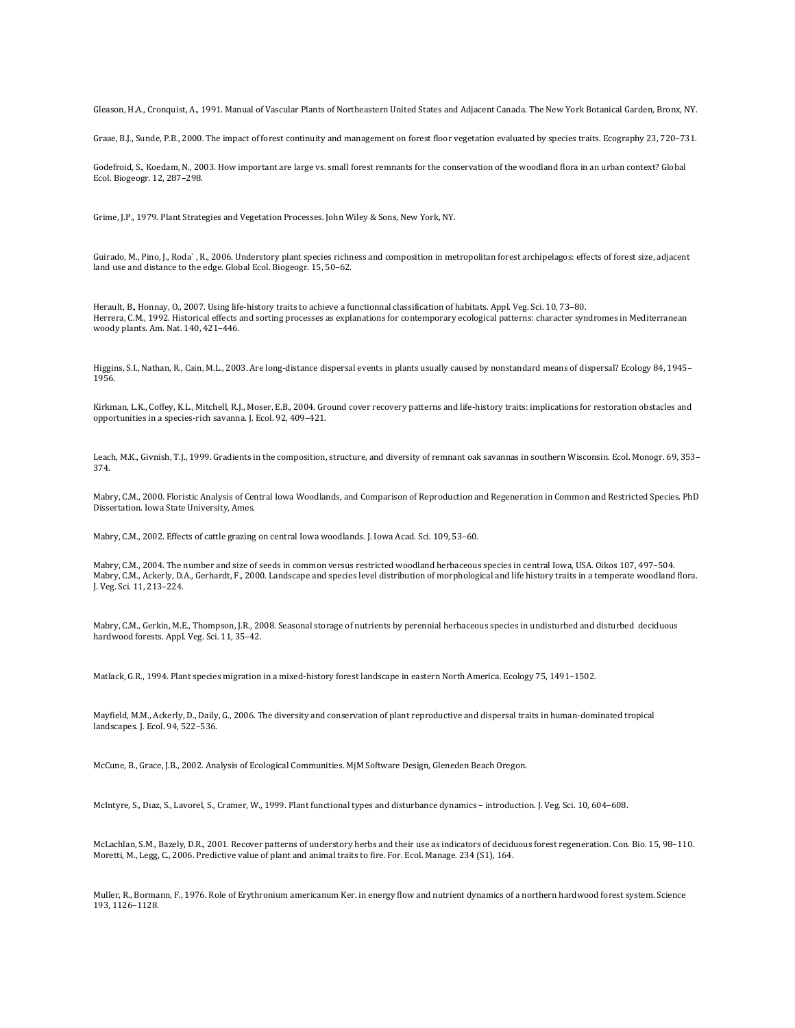Gleason, H.A., Cronquist, A., 1991. Manual of Vascular Plants of Northeastern United States and Adjacent Canada. The New York Botanical Garden, Bronx, NY.

Graae, B.J., Sunde, P.B., 2000. The impact of forest continuity and management on forest floor vegetation evaluated by species traits. Ecography 23, 720–731.

Godefroid, S., Koedam, N., 2003. How important are large vs. small forest remnants for the conservation of the woodland flora in an urban context? Global Ecol. Biogeogr. 12, 287–298.

Grime, J.P., 1979. Plant Strategies and Vegetation Processes. John Wiley & Sons, New York, NY.

Guirado, M., Pino, J., Roda`, R., 2006. Understory plant species richness and composition in metropolitan forest archipelagos: effects of forest size, adjacent land use and distance to the edge. Global Ecol. Biogeogr. 15, 50–62.

Herault, B., Honnay, O., 2007. Using life-history traits to achieve a functionnal classification of habitats. Appl. Veg. Sci. 10, 73–80.

Herrera, C.M., 1992. Historical effects and sorting processes as explanations for contemporary ecological patterns: character syndromes in Mediterranean woody plants. Am. Nat. 140, 421–446.

Higgins, S.I., Nathan, R., Cain, M.L., 2003. Are long-distance dispersal events in plants usually caused by nonstandard means of dispersal? Ecology 84, 1945–1956.

Kirkman, L.K., Coffey, K.L., Mitchell, R.J., Moser, E.B., 2004. Ground cover recovery patterns and life-history traits: implications for restoration obstacles and opportunities in a species-rich savanna. J. Ecol. 92, 409–421.

Leach, M.K., Givnish, T.J., 1999. Gradients in the composition, structure, and diversity of remnant oak savannas in southern Wisconsin. Ecol. Monogr. 69, 353–374.

Mabry, C.M., 2000. Floristic Analysis of Central Iowa Woodlands, and Comparison of Reproduction and Regeneration in Common and Restricted Species. PhD Dissertation. Iowa State University, Ames.

Mabry, C.M., 2002. Effects of cattle grazing on central Iowa woodlands. J. Iowa Acad. Sci. 109, 53–60.

Mabry, C.M., 2004. The number and size of seeds in common versus restricted woodland herbaceous species in central Iowa, USA. Oikos 107, 497–504.

Mabry, C.M., Ackerly, D.A., Gerhardt, F., 2000. Landscape and species level distribution of morphological and life history traits in a temperate woodland flora. J. Veg. Sci. 11, 213–224.

Mabry, C.M., Gerkin, M.E., Thompson, J.R., 2008. Seasonal storage of nutrients by perennial herbaceous species in undisturbed and disturbed deciduous hardwood forests. Appl. Veg. Sci. 11, 35–42.

Matlack, G.R., 1994. Plant species migration in a mixed-history forest landscape in eastern North America. Ecology 75, 1491–1502.

Mayfield, M.M., Ackerly, D., Daily, G., 2006. The diversity and conservation of plant reproductive and dispersal traits in human-dominated tropical landscapes. J. Ecol. 94, 522–536.

McCune, B., Grace, J.B., 2002. Analysis of Ecological Communities. MjM Software Design, Gleneden Beach Oregon.

McIntyre, S., Dıaz, S., Lavorel, S., Cramer, W., 1999. Plant functional types and disturbance dynamics – introduction. J. Veg. Sci. 10, 604–608.

McLachlan, S.M., Bazely, D.R., 2001. Recover patterns of understory herbs and their use as indicators of deciduous forest regeneration. Con. Bio. 15, 98–110.

Moretti, M., Legg, C., 2006. Predictive value of plant and animal traits to fire. For. Ecol. Manage. 234 (S1), 164.

Muller, R., Bormann, F., 1976. Role of Erythronium americanum Ker. in energy flow and nutrient dynamics of a northern hardwood forest system. Science 193, 1126–1128.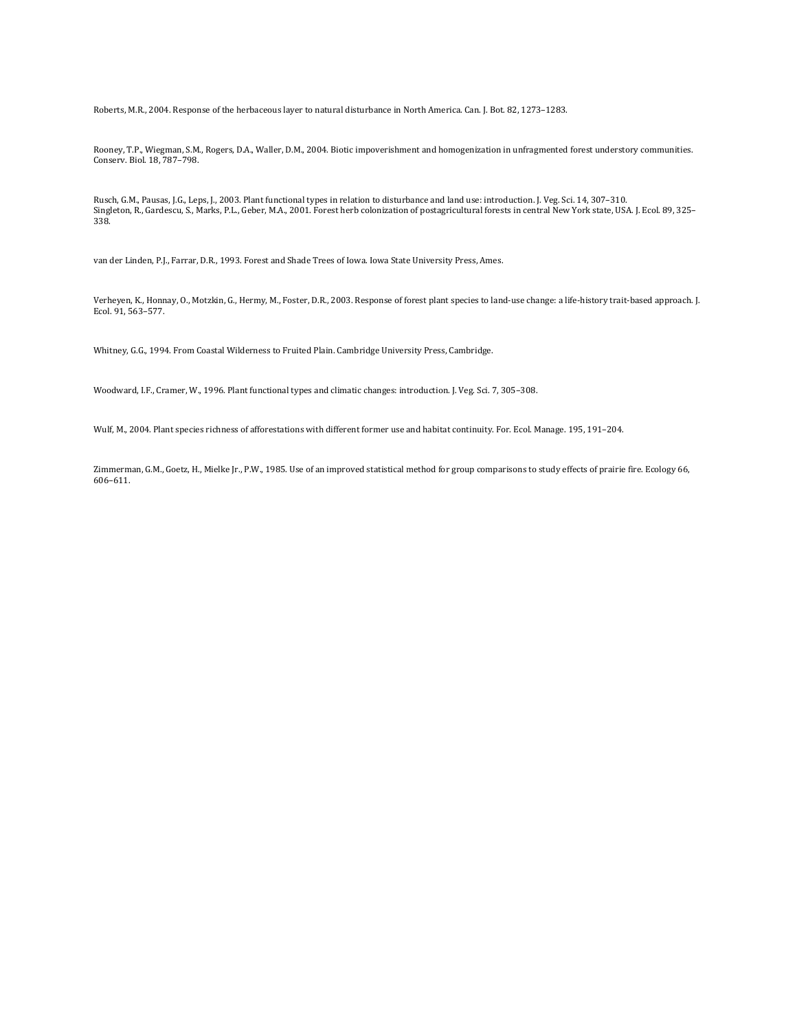Roberts, M.R., 2004. Response of the herbaceous layer to natural disturbance in North America. Can. J. Bot. 82, 1273–1283.

Rooney, T.P., Wiegman, S.M., Rogers, D.A., Waller, D.M., 2004. Biotic impoverishment and homogenization in unfragmented forest understory communities. Conserv. Biol. 18, 787–798.

Rusch, G.M., Pausas, J.G., Leps, J., 2003. Plant functional types in relation to disturbance and land use: introduction. J. Veg. Sci. 14, 307–310.
Singleton, R., Gardescu, S., Marks, P.L., Geber, M.A., 2001. Forest herb colonization of postagricultural forests in central New York state, USA. J. Ecol. 89, 325–338.

van der Linden, P.J., Farrar, D.R., 1993. Forest and Shade Trees of Iowa. Iowa State University Press, Ames.

Verheyen, K., Honnay, O., Motzkin, G., Hermy, M., Foster, D.R., 2003. Response of forest plant species to land-use change: a life-history trait-based approach. J. Ecol. 91, 563–577.

Whitney, G.G., 1994. From Coastal Wilderness to Fruited Plain. Cambridge University Press, Cambridge.

Woodward, I.F., Cramer, W., 1996. Plant functional types and climatic changes: introduction. J. Veg. Sci. 7, 305–308.

Wulf, M., 2004. Plant species richness of afforestations with different former use and habitat continuity. For. Ecol. Manage. 195, 191–204.

Zimmerman, G.M., Goetz, H., Mielke Jr., P.W., 1985. Use of an improved statistical method for group comparisons to study effects of prairie fire. Ecology 66, 606–611.